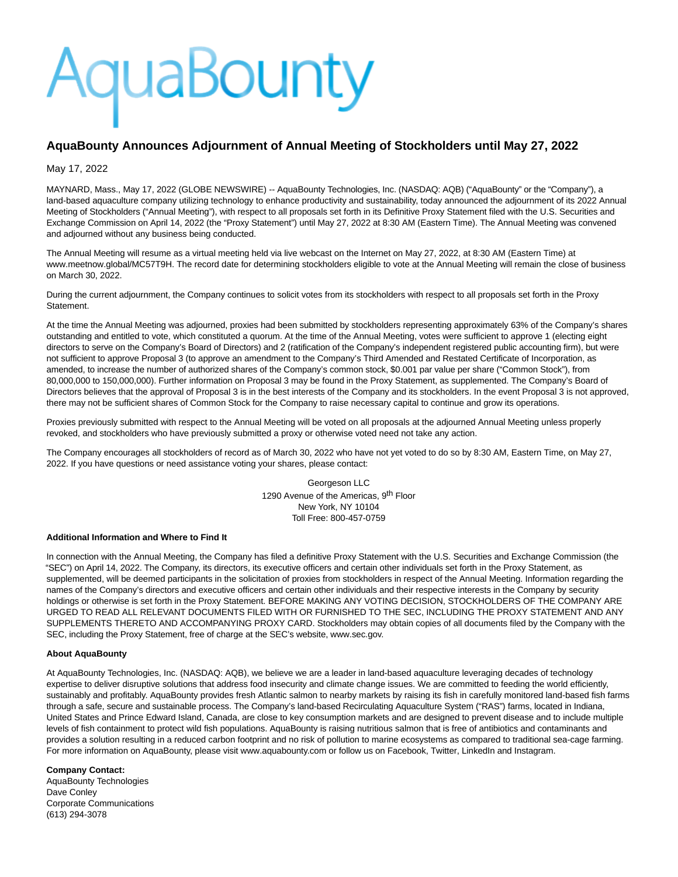AquaBounty

# AquaBounty Announces Adjournment of Annual Meeting of Stockholders until May 27, 2022

May 17, 2022

MAYNARD, Mass., May 17, 2022 (GLOBE NEWSWIRE) -- AquaBounty Technologies, Inc. (NASDAQ: AQB) ("AquaBounty" or the "Company"), a land-based aquaculture company utilizing technology to enhance productivity and sustainability, today announced the adjournment of its 2022 Annual Meeting of Stockholders ("Annual Meeting"), with respect to all proposals set forth in its Definitive Proxy Statement filed with the U.S. Securities and Exchange Commission on April 14, 2022 (the "Proxy Statement") until May 27, 2022 at 8:30 AM (Eastern Time). The Annual Meeting was convened and adjourned without any business being conducted.

The Annual Meeting will resume as a virtual meeting held via live webcast on the Internet on May 27, 2022, at 8:30 AM (Eastern Time) at www.meetnow.global/MC57T9H. The record date for determining stockholders eligible to vote at the Annual Meeting will remain the close of business on March 30, 2022.

During the current adjournment, the Company continues to solicit votes from its stockholders with respect to all proposals set forth in the Proxy Statement.

At the time the Annual Meeting was adjourned, proxies had been submitted by stockholders representing approximately 63% of the Company's shares outstanding and entitled to vote, which constituted a quorum. At the time of the Annual Meeting, votes were sufficient to approve 1 (electing eight directors to serve on the Company's Board of Directors) and 2 (ratification of the Company's independent registered public accounting firm), but were not sufficient to approve Proposal 3 (to approve an amendment to the Company's Third Amended and Restated Certificate of Incorporation, as amended, to increase the number of authorized shares of the Company's common stock, $0.001 par value per share ("Common Stock"), from 80,000,000 to 150,000,000). Further information on Proposal 3 may be found in the Proxy Statement, as supplemented. The Company's Board of Directors believes that the approval of Proposal 3 is in the best interests of the Company and its stockholders. In the event Proposal 3 is not approved, there may not be sufficient shares of Common Stock for the Company to raise necessary capital to continue and grow its operations.

Proxies previously submitted with respect to the Annual Meeting will be voted on all proposals at the adjourned Annual Meeting unless properly revoked, and stockholders who have previously submitted a proxy or otherwise voted need not take any action.

The Company encourages all stockholders of record as of March 30, 2022 who have not yet voted to do so by 8:30 AM, Eastern Time, on May 27, 2022. If you have questions or need assistance voting your shares, please contact:

Georgeson LLC
1290 Avenue of the Americas, 9th Floor
New York, NY 10104
Toll Free: 800-457-0759

**Additional Information and Where to Find It**

In connection with the Annual Meeting, the Company has filed a definitive Proxy Statement with the U.S. Securities and Exchange Commission (the "SEC") on April 14, 2022. The Company, its directors, its executive officers and certain other individuals set forth in the Proxy Statement, as supplemented, will be deemed participants in the solicitation of proxies from stockholders in respect of the Annual Meeting. Information regarding the names of the Company's directors and executive officers and certain other individuals and their respective interests in the Company by security holdings or otherwise is set forth in the Proxy Statement. BEFORE MAKING ANY VOTING DECISION, STOCKHOLDERS OF THE COMPANY ARE URGED TO READ ALL RELEVANT DOCUMENTS FILED WITH OR FURNISHED TO THE SEC, INCLUDING THE PROXY STATEMENT AND ANY SUPPLEMENTS THERETO AND ACCOMPANYING PROXY CARD. Stockholders may obtain copies of all documents filed by the Company with the SEC, including the Proxy Statement, free of charge at the SEC's website, www.sec.gov.

**About AquaBounty**

At AquaBounty Technologies, Inc. (NASDAQ: AQB), we believe we are a leader in land-based aquaculture leveraging decades of technology expertise to deliver disruptive solutions that address food insecurity and climate change issues. We are committed to feeding the world efficiently, sustainably and profitably. AquaBounty provides fresh Atlantic salmon to nearby markets by raising its fish in carefully monitored land-based fish farms through a safe, secure and sustainable process. The Company's land-based Recirculating Aquaculture System ("RAS") farms, located in Indiana, United States and Prince Edward Island, Canada, are close to key consumption markets and are designed to prevent disease and to include multiple levels of fish containment to protect wild fish populations. AquaBounty is raising nutritious salmon that is free of antibiotics and contaminants and provides a solution resulting in a reduced carbon footprint and no risk of pollution to marine ecosystems as compared to traditional sea-cage farming. For more information on AquaBounty, please visit www.aquabounty.com or follow us on Facebook, Twitter, LinkedIn and Instagram.

**Company Contact:**
AquaBounty Technologies
Dave Conley
Corporate Communications
(613) 294-3078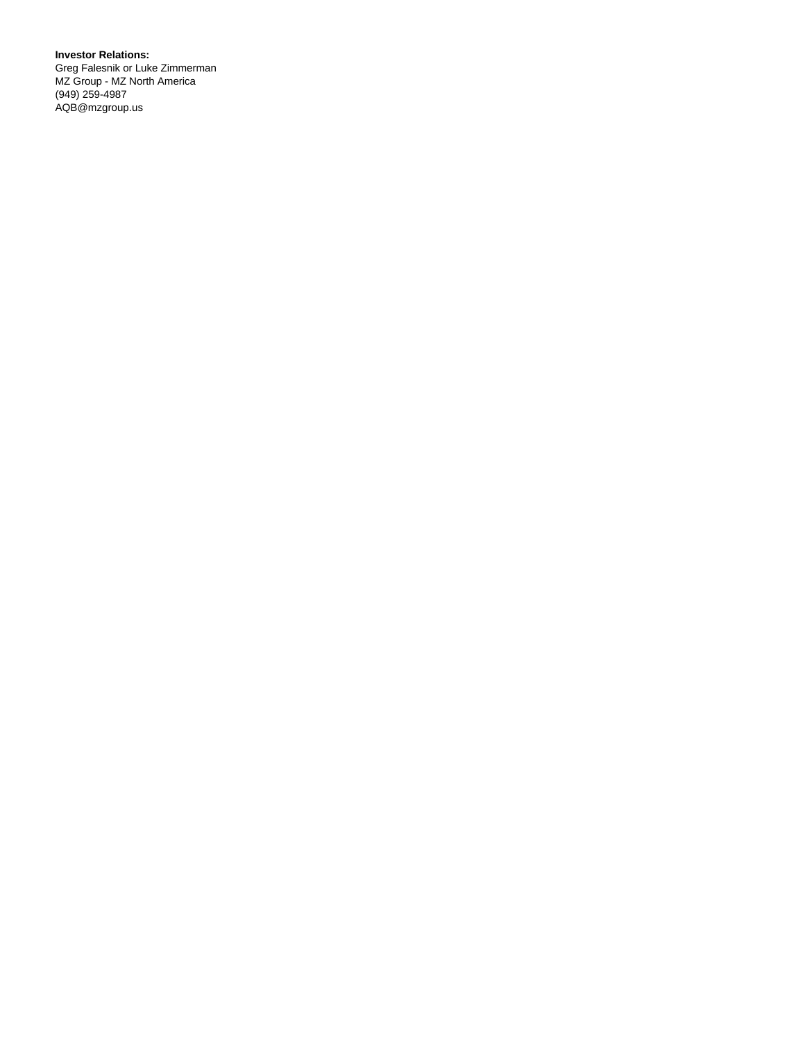**Investor Relations:**
Greg Falesnik or Luke Zimmerman
MZ Group - MZ North America
(949) 259-4987
AQB@mzgroup.us